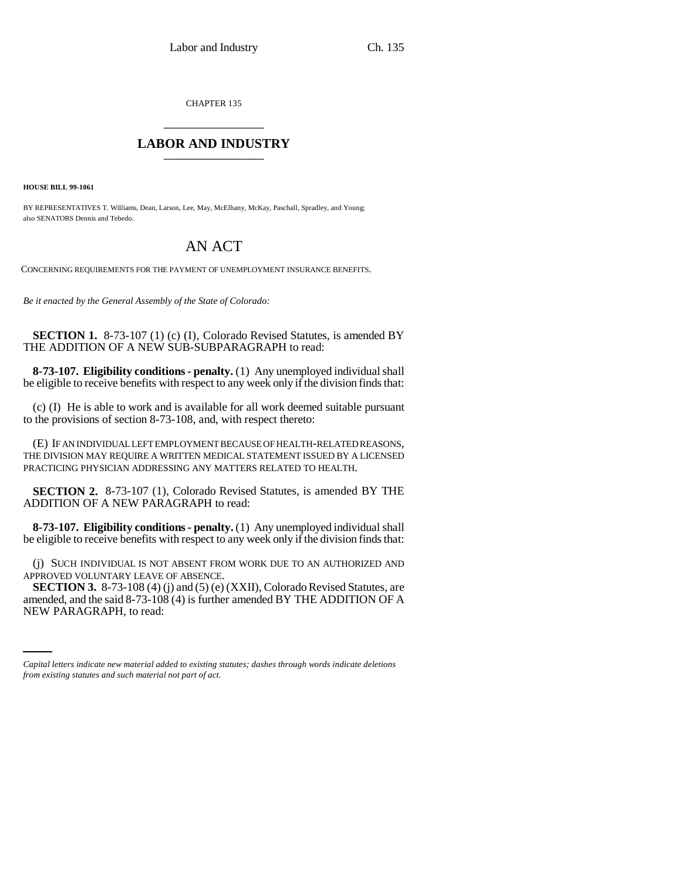CHAPTER 135

# LABOR AND INDUSTRY

**HOUSE BILL 99-1061**

BY REPRESENTATIVES T. Williams, Dean, Larson, Lee, May, McElhany, McKay, Paschall, Spradley, and Young;
also SENATORS Dennis and Tebedo.

## AN ACT

CONCERNING REQUIREMENTS FOR THE PAYMENT OF UNEMPLOYMENT INSURANCE BENEFITS.

*Be it enacted by the General Assembly of the State of Colorado:*

**SECTION 1.** 8-73-107 (1) (c) (I), Colorado Revised Statutes, is amended BY THE ADDITION OF A NEW SUB-SUBPARAGRAPH to read:

**8-73-107. Eligibility conditions - penalty.** (1) Any unemployed individual shall be eligible to receive benefits with respect to any week only if the division finds that:

(c) (I) He is able to work and is available for all work deemed suitable pursuant to the provisions of section 8-73-108, and, with respect thereto:

(E) IF AN INDIVIDUAL LEFT EMPLOYMENT BECAUSE OF HEALTH-RELATED REASONS, THE DIVISION MAY REQUIRE A WRITTEN MEDICAL STATEMENT ISSUED BY A LICENSED PRACTICING PHYSICIAN ADDRESSING ANY MATTERS RELATED TO HEALTH.

**SECTION 2.** 8-73-107 (1), Colorado Revised Statutes, is amended BY THE ADDITION OF A NEW PARAGRAPH to read:

**8-73-107. Eligibility conditions - penalty.** (1) Any unemployed individual shall be eligible to receive benefits with respect to any week only if the division finds that:

(j) SUCH INDIVIDUAL IS NOT ABSENT FROM WORK DUE TO AN AUTHORIZED AND APPROVED VOLUNTARY LEAVE OF ABSENCE.

**SECTION 3.** 8-73-108 (4) (j) and (5) (e) (XXII), Colorado Revised Statutes, are amended, and the said 8-73-108 (4) is further amended BY THE ADDITION OF A NEW PARAGRAPH, to read:

*Capital letters indicate new material added to existing statutes; dashes through words indicate deletions from existing statutes and such material not part of act.*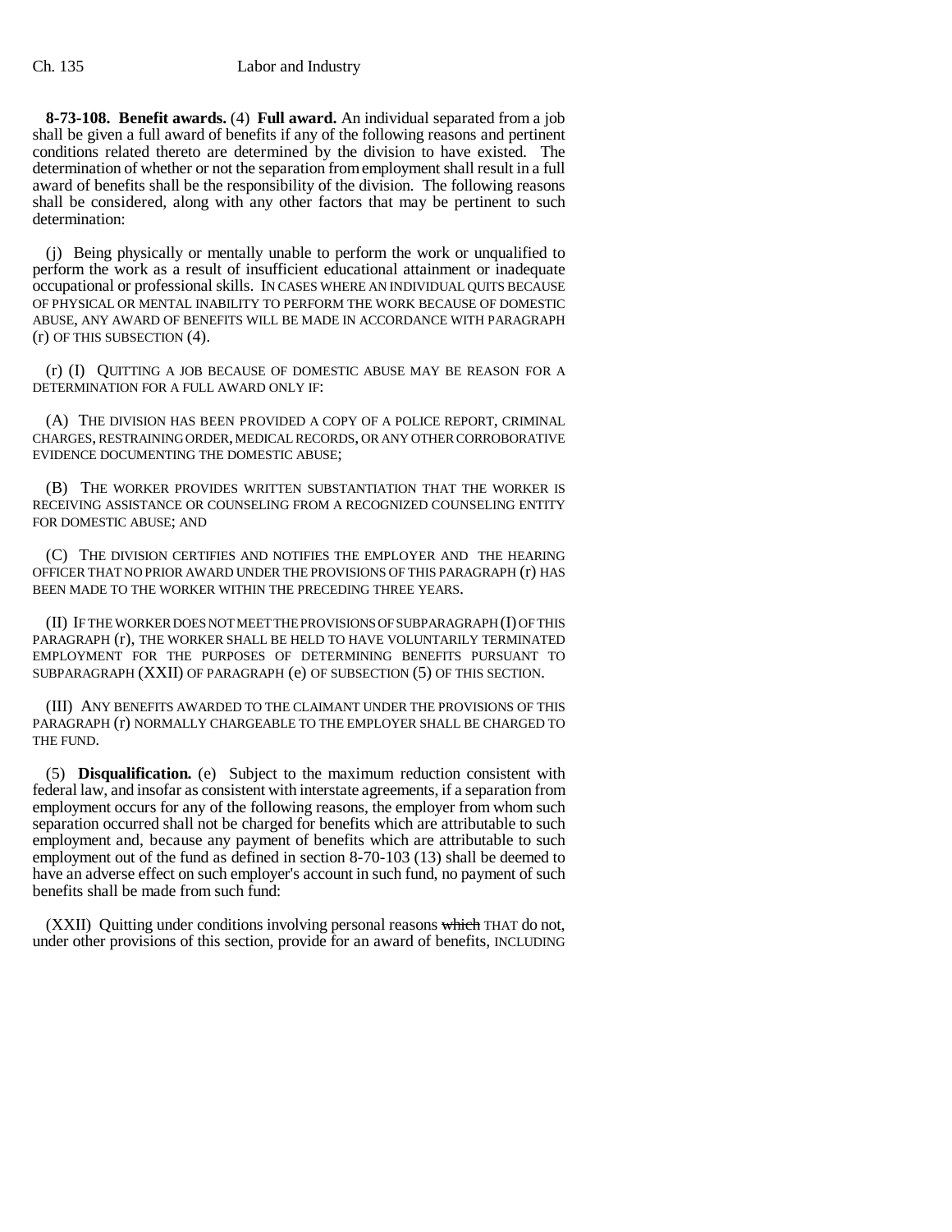**8-73-108. Benefit awards.** (4) **Full award.** An individual separated from a job shall be given a full award of benefits if any of the following reasons and pertinent conditions related thereto are determined by the division to have existed. The determination of whether or not the separation from employment shall result in a full award of benefits shall be the responsibility of the division. The following reasons shall be considered, along with any other factors that may be pertinent to such determination:

(j) Being physically or mentally unable to perform the work or unqualified to perform the work as a result of insufficient educational attainment or inadequate occupational or professional skills. IN CASES WHERE AN INDIVIDUAL QUITS BECAUSE OF PHYSICAL OR MENTAL INABILITY TO PERFORM THE WORK BECAUSE OF DOMESTIC ABUSE, ANY AWARD OF BENEFITS WILL BE MADE IN ACCORDANCE WITH PARAGRAPH (r) OF THIS SUBSECTION (4).

(r) (I) QUITTING A JOB BECAUSE OF DOMESTIC ABUSE MAY BE REASON FOR A DETERMINATION FOR A FULL AWARD ONLY IF:

(A) THE DIVISION HAS BEEN PROVIDED A COPY OF A POLICE REPORT, CRIMINAL CHARGES, RESTRAINING ORDER, MEDICAL RECORDS, OR ANY OTHER CORROBORATIVE EVIDENCE DOCUMENTING THE DOMESTIC ABUSE;

(B) THE WORKER PROVIDES WRITTEN SUBSTANTIATION THAT THE WORKER IS RECEIVING ASSISTANCE OR COUNSELING FROM A RECOGNIZED COUNSELING ENTITY FOR DOMESTIC ABUSE; AND

(C) THE DIVISION CERTIFIES AND NOTIFIES THE EMPLOYER AND THE HEARING OFFICER THAT NO PRIOR AWARD UNDER THE PROVISIONS OF THIS PARAGRAPH (r) HAS BEEN MADE TO THE WORKER WITHIN THE PRECEDING THREE YEARS.

(II) IF THE WORKER DOES NOT MEET THE PROVISIONS OF SUBPARAGRAPH (I) OF THIS PARAGRAPH (r), THE WORKER SHALL BE HELD TO HAVE VOLUNTARILY TERMINATED EMPLOYMENT FOR THE PURPOSES OF DETERMINING BENEFITS PURSUANT TO SUBPARAGRAPH (XXII) OF PARAGRAPH (e) OF SUBSECTION (5) OF THIS SECTION.

(III) ANY BENEFITS AWARDED TO THE CLAIMANT UNDER THE PROVISIONS OF THIS PARAGRAPH (r) NORMALLY CHARGEABLE TO THE EMPLOYER SHALL BE CHARGED TO THE FUND.

(5) **Disqualification.** (e) Subject to the maximum reduction consistent with federal law, and insofar as consistent with interstate agreements, if a separation from employment occurs for any of the following reasons, the employer from whom such separation occurred shall not be charged for benefits which are attributable to such employment and, because any payment of benefits which are attributable to such employment out of the fund as defined in section 8-70-103 (13) shall be deemed to have an adverse effect on such employer's account in such fund, no payment of such benefits shall be made from such fund:

(XXII) Quitting under conditions involving personal reasons ~~which~~ THAT do not, under other provisions of this section, provide for an award of benefits, INCLUDING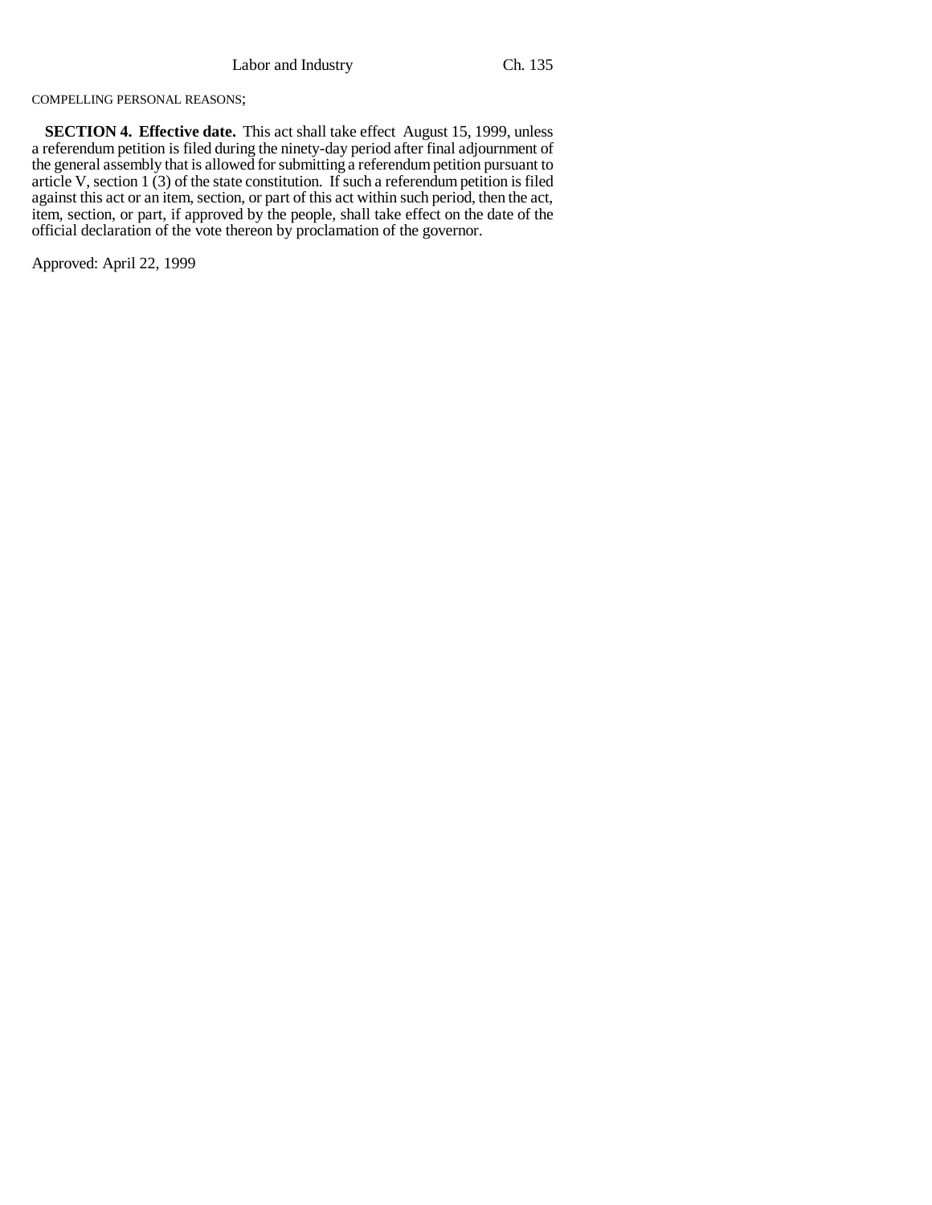COMPELLING PERSONAL REASONS;

**SECTION 4. Effective date.** This act shall take effect August 15, 1999, unless a referendum petition is filed during the ninety-day period after final adjournment of the general assembly that is allowed for submitting a referendum petition pursuant to article V, section 1 (3) of the state constitution. If such a referendum petition is filed against this act or an item, section, or part of this act within such period, then the act, item, section, or part, if approved by the people, shall take effect on the date of the official declaration of the vote thereon by proclamation of the governor.

Approved: April 22, 1999